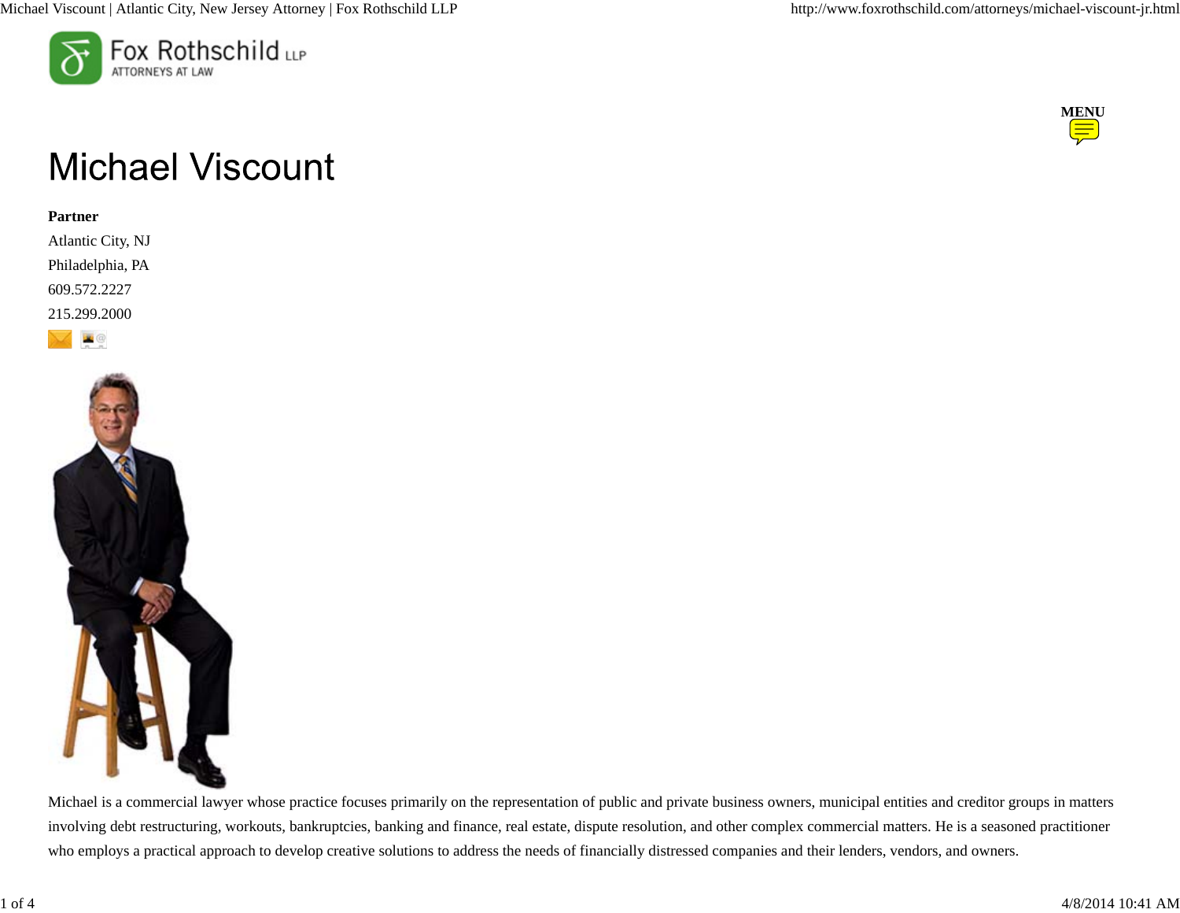Fox Rothschild LLP
ATTORNEYS AT LAW

MENU

# Michael Viscount

**Partner**

Atlantic City, NJ

Philadelphia, PA

609.572.2227

215.299.2000

Michael is a commercial lawyer whose practice focuses primarily on the representation of public and private business owners, municipal entities and creditor groups in matters involving debt restructuring, workouts, bankruptcies, banking and finance, real estate, dispute resolution, and other complex commercial matters. He is a seasoned practitioner who employs a practical approach to develop creative solutions to address the needs of financially distressed companies and their lenders, vendors, and owners.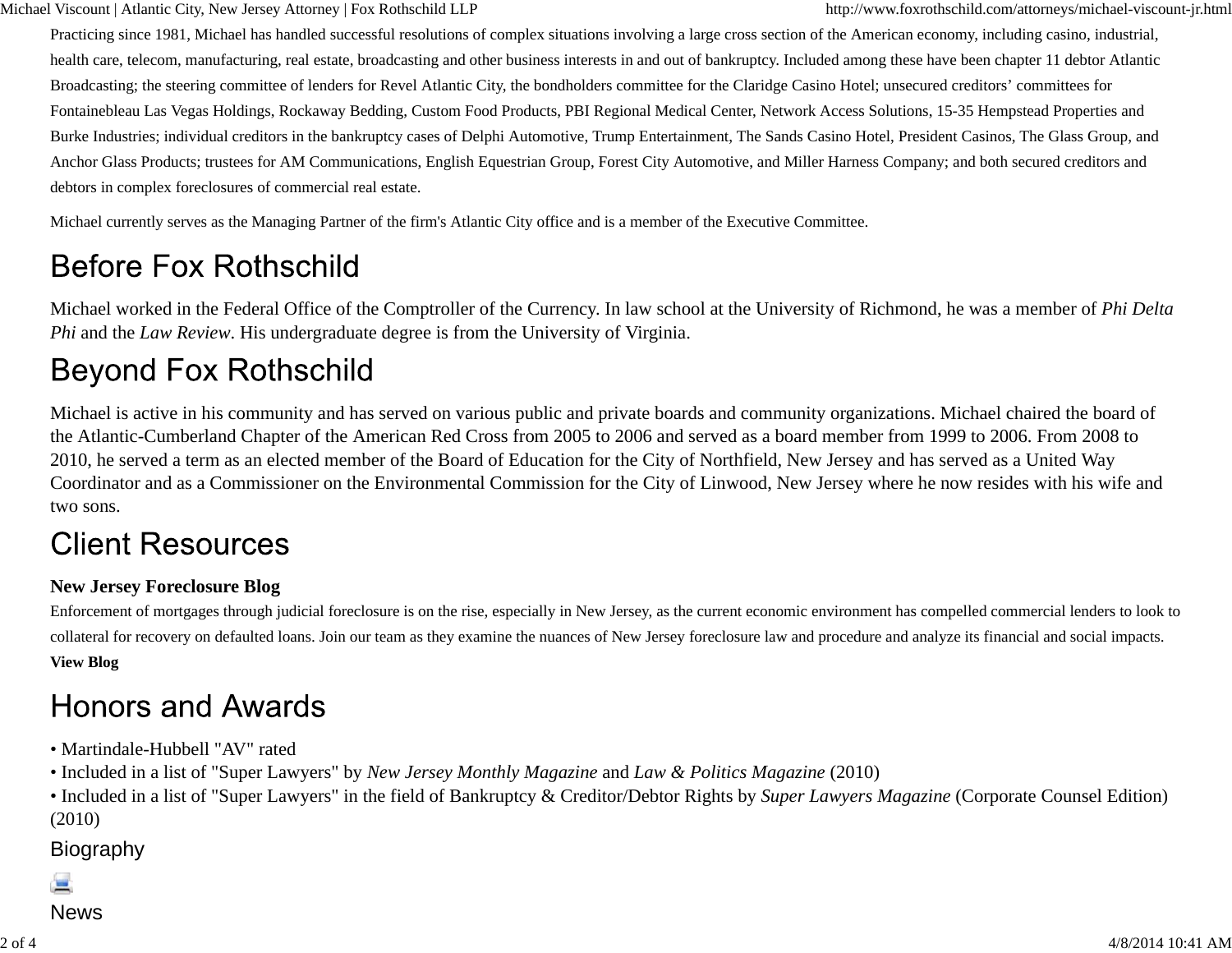Practicing since 1981, Michael has handled successful resolutions of complex situations involving a large cross section of the American economy, including casino, industrial, health care, telecom, manufacturing, real estate, broadcasting and other business interests in and out of bankruptcy. Included among these have been chapter 11 debtor Atlantic Broadcasting; the steering committee of lenders for Revel Atlantic City, the bondholders committee for the Claridge Casino Hotel; unsecured creditors' committees for Fontainebleau Las Vegas Holdings, Rockaway Bedding, Custom Food Products, PBI Regional Medical Center, Network Access Solutions, 15-35 Hempstead Properties and Burke Industries; individual creditors in the bankruptcy cases of Delphi Automotive, Trump Entertainment, The Sands Casino Hotel, President Casinos, The Glass Group, and Anchor Glass Products; trustees for AM Communications, English Equestrian Group, Forest City Automotive, and Miller Harness Company; and both secured creditors and debtors in complex foreclosures of commercial real estate.

Michael currently serves as the Managing Partner of the firm's Atlantic City office and is a member of the Executive Committee.

# Before Fox Rothschild

Michael worked in the Federal Office of the Comptroller of the Currency. In law school at the University of Richmond, he was a member of *Phi Delta Phi* and the *Law Review*. His undergraduate degree is from the University of Virginia.

# Beyond Fox Rothschild

Michael is active in his community and has served on various public and private boards and community organizations. Michael chaired the board of the Atlantic-Cumberland Chapter of the American Red Cross from 2005 to 2006 and served as a board member from 1999 to 2006. From 2008 to 2010, he served a term as an elected member of the Board of Education for the City of Northfield, New Jersey and has served as a United Way Coordinator and as a Commissioner on the Environmental Commission for the City of Linwood, New Jersey where he now resides with his wife and two sons.

# Client Resources

**New Jersey Foreclosure Blog**

Enforcement of mortgages through judicial foreclosure is on the rise, especially in New Jersey, as the current economic environment has compelled commercial lenders to look to collateral for recovery on defaulted loans. Join our team as they examine the nuances of New Jersey foreclosure law and procedure and analyze its financial and social impacts.

**View Blog**

# Honors and Awards

- Martindale-Hubbell "AV" rated
- Included in a list of "Super Lawyers" by *New Jersey Monthly Magazine* and *Law & Politics Magazine* (2010)
- Included in a list of "Super Lawyers" in the field of Bankruptcy & Creditor/Debtor Rights by *Super Lawyers Magazine* (Corporate Counsel Edition) (2010)

## Biography

## News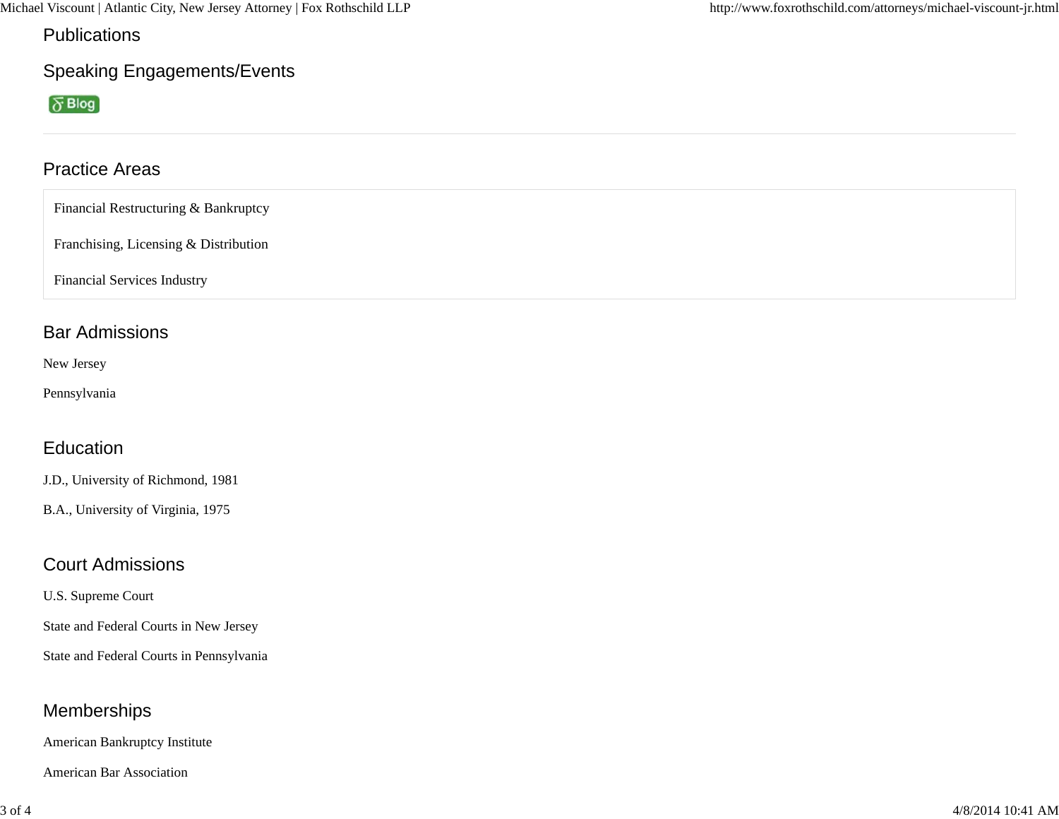## Publications

## Speaking Engagements/Events

Blog

## Practice Areas

Financial Restructuring & Bankruptcy

Franchising, Licensing & Distribution

Financial Services Industry

## Bar Admissions

New Jersey

Pennsylvania

## Education

J.D., University of Richmond, 1981

B.A., University of Virginia, 1975

## Court Admissions

U.S. Supreme Court

State and Federal Courts in New Jersey

State and Federal Courts in Pennsylvania

## Memberships

American Bankruptcy Institute

American Bar Association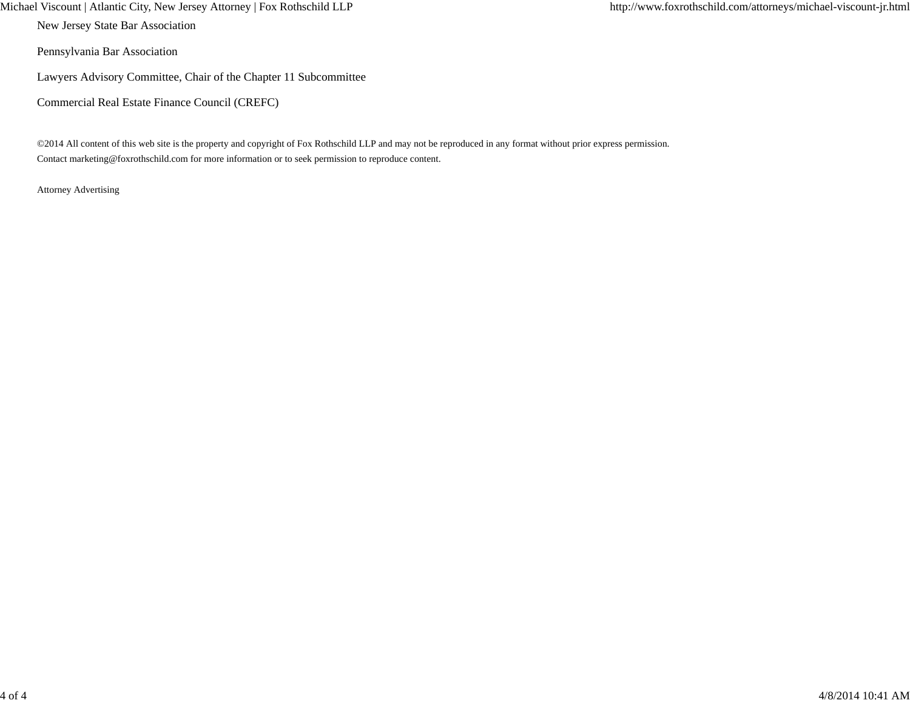New Jersey State Bar Association

Pennsylvania Bar Association

Lawyers Advisory Committee, Chair of the Chapter 11 Subcommittee

Commercial Real Estate Finance Council (CREFC)

©2014 All content of this web site is the property and copyright of Fox Rothschild LLP and may not be reproduced in any format without prior express permission.
Contact marketing@foxrothschild.com for more information or to seek permission to reproduce content.

Attorney Advertising